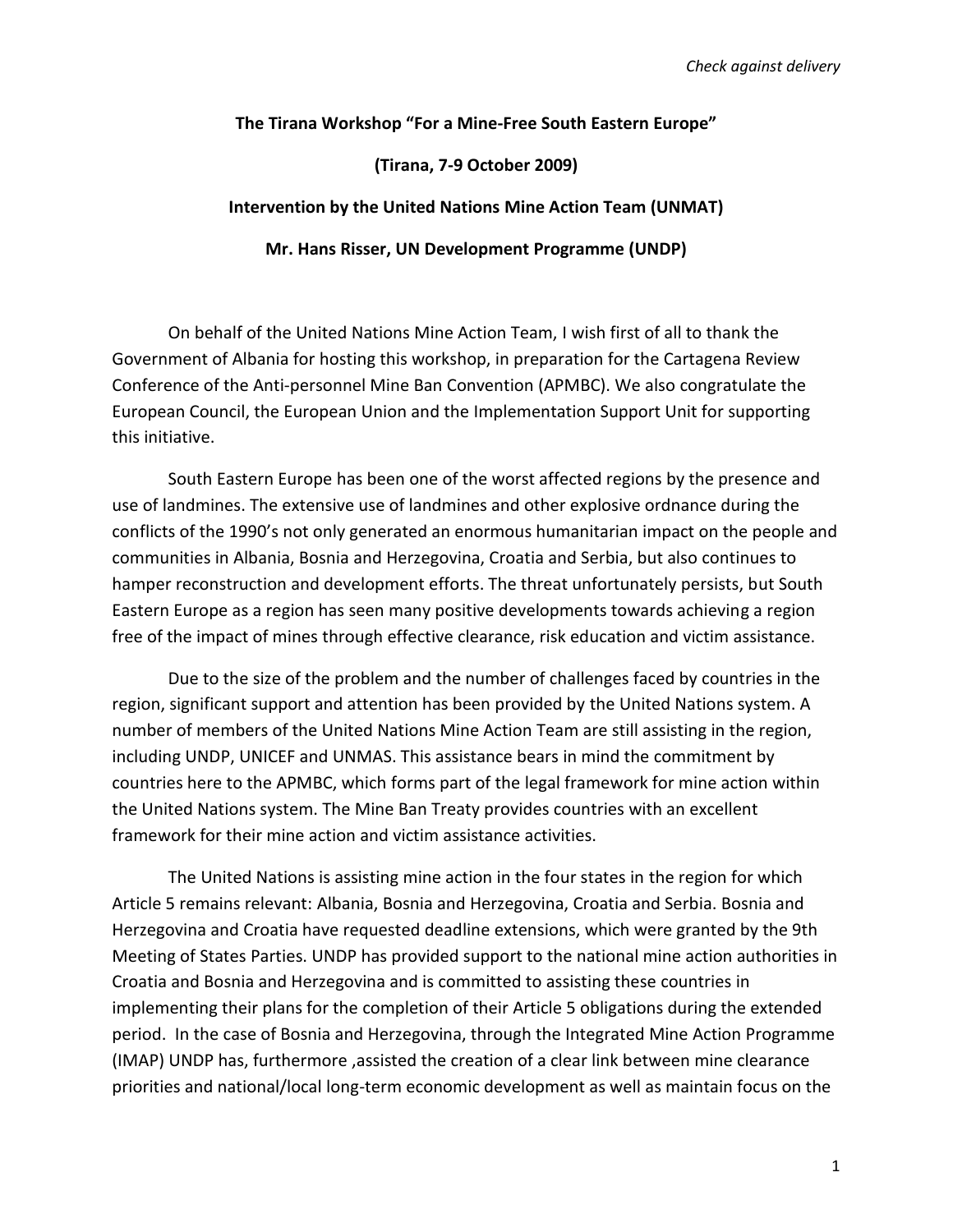*Check against delivery*

**The Tirana Workshop "For a Mine-Free South Eastern Europe"**

**(Tirana, 7-9 October 2009)**

**Intervention by the United Nations Mine Action Team (UNMAT)**

**Mr. Hans Risser, UN Development Programme (UNDP)**

On behalf of the United Nations Mine Action Team, I wish first of all to thank the Government of Albania for hosting this workshop, in preparation for the Cartagena Review Conference of the Anti-personnel Mine Ban Convention (APMBC). We also congratulate the European Council, the European Union and the Implementation Support Unit for supporting this initiative.

South Eastern Europe has been one of the worst affected regions by the presence and use of landmines. The extensive use of landmines and other explosive ordnance during the conflicts of the 1990's not only generated an enormous humanitarian impact on the people and communities in Albania, Bosnia and Herzegovina, Croatia and Serbia, but also continues to hamper reconstruction and development efforts. The threat unfortunately persists, but South Eastern Europe as a region has seen many positive developments towards achieving a region free of the impact of mines through effective clearance, risk education and victim assistance.

Due to the size of the problem and the number of challenges faced by countries in the region, significant support and attention has been provided by the United Nations system. A number of members of the United Nations Mine Action Team are still assisting in the region, including UNDP, UNICEF and UNMAS. This assistance bears in mind the commitment by countries here to the APMBC, which forms part of the legal framework for mine action within the United Nations system. The Mine Ban Treaty provides countries with an excellent framework for their mine action and victim assistance activities.

The United Nations is assisting mine action in the four states in the region for which Article 5 remains relevant: Albania, Bosnia and Herzegovina, Croatia and Serbia. Bosnia and Herzegovina and Croatia have requested deadline extensions, which were granted by the 9th Meeting of States Parties. UNDP has provided support to the national mine action authorities in Croatia and Bosnia and Herzegovina and is committed to assisting these countries in implementing their plans for the completion of their Article 5 obligations during the extended period. In the case of Bosnia and Herzegovina, through the Integrated Mine Action Programme (IMAP) UNDP has, furthermore ,assisted the creation of a clear link between mine clearance priorities and national/local long-term economic development as well as maintain focus on the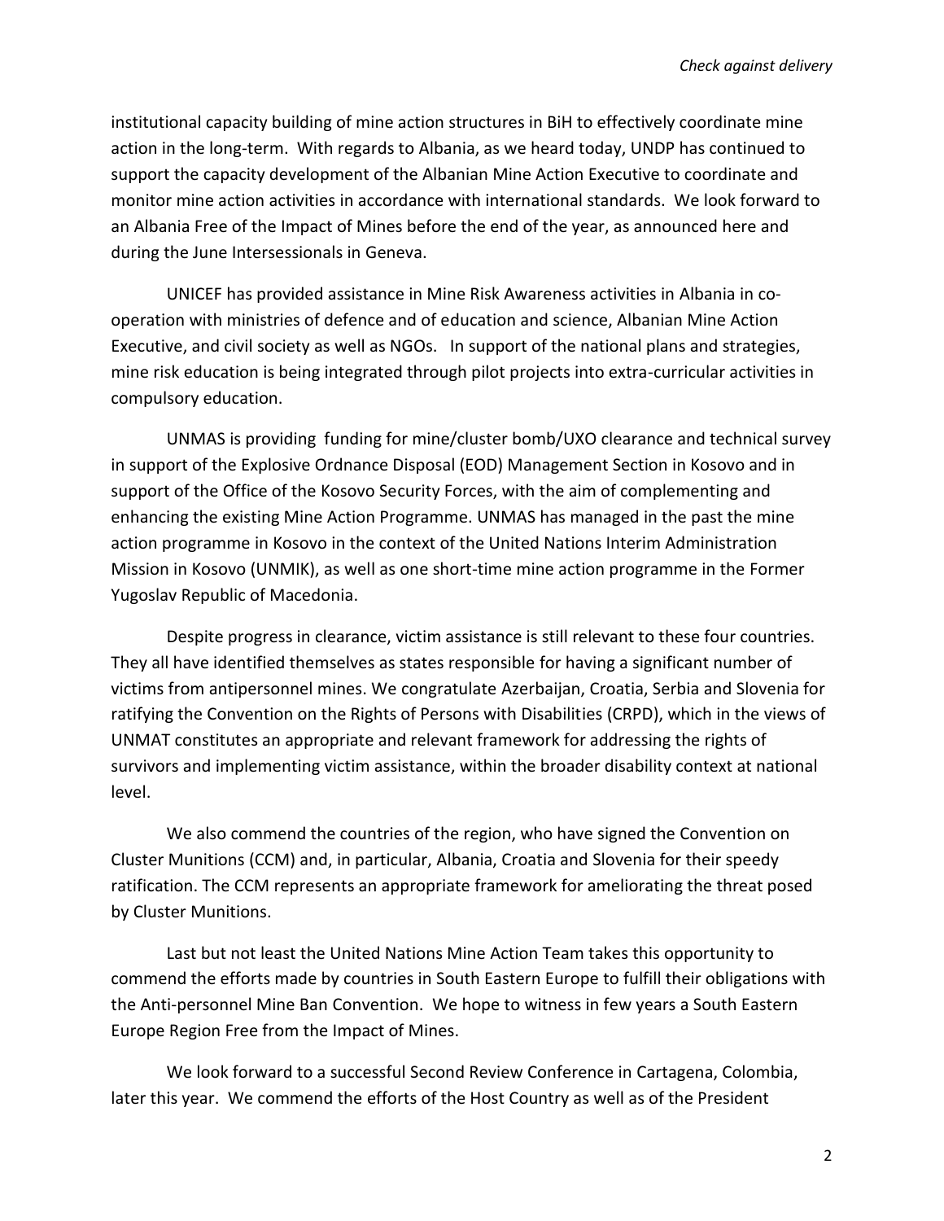institutional capacity building of mine action structures in BiH to effectively coordinate mine action in the long-term. With regards to Albania, as we heard today, UNDP has continued to support the capacity development of the Albanian Mine Action Executive to coordinate and monitor mine action activities in accordance with international standards. We look forward to an Albania Free of the Impact of Mines before the end of the year, as announced here and during the June Intersessionals in Geneva.

UNICEF has provided assistance in Mine Risk Awareness activities in Albania in co-operation with ministries of defence and of education and science, Albanian Mine Action Executive, and civil society as well as NGOs. In support of the national plans and strategies, mine risk education is being integrated through pilot projects into extra-curricular activities in compulsory education.

UNMAS is providing funding for mine/cluster bomb/UXO clearance and technical survey in support of the Explosive Ordnance Disposal (EOD) Management Section in Kosovo and in support of the Office of the Kosovo Security Forces, with the aim of complementing and enhancing the existing Mine Action Programme. UNMAS has managed in the past the mine action programme in Kosovo in the context of the United Nations Interim Administration Mission in Kosovo (UNMIK), as well as one short-time mine action programme in the Former Yugoslav Republic of Macedonia.

Despite progress in clearance, victim assistance is still relevant to these four countries. They all have identified themselves as states responsible for having a significant number of victims from antipersonnel mines. We congratulate Azerbaijan, Croatia, Serbia and Slovenia for ratifying the Convention on the Rights of Persons with Disabilities (CRPD), which in the views of UNMAT constitutes an appropriate and relevant framework for addressing the rights of survivors and implementing victim assistance, within the broader disability context at national level.

We also commend the countries of the region, who have signed the Convention on Cluster Munitions (CCM) and, in particular, Albania, Croatia and Slovenia for their speedy ratification. The CCM represents an appropriate framework for ameliorating the threat posed by Cluster Munitions.

Last but not least the United Nations Mine Action Team takes this opportunity to commend the efforts made by countries in South Eastern Europe to fulfill their obligations with the Anti-personnel Mine Ban Convention. We hope to witness in few years a South Eastern Europe Region Free from the Impact of Mines.

We look forward to a successful Second Review Conference in Cartagena, Colombia, later this year. We commend the efforts of the Host Country as well as of the President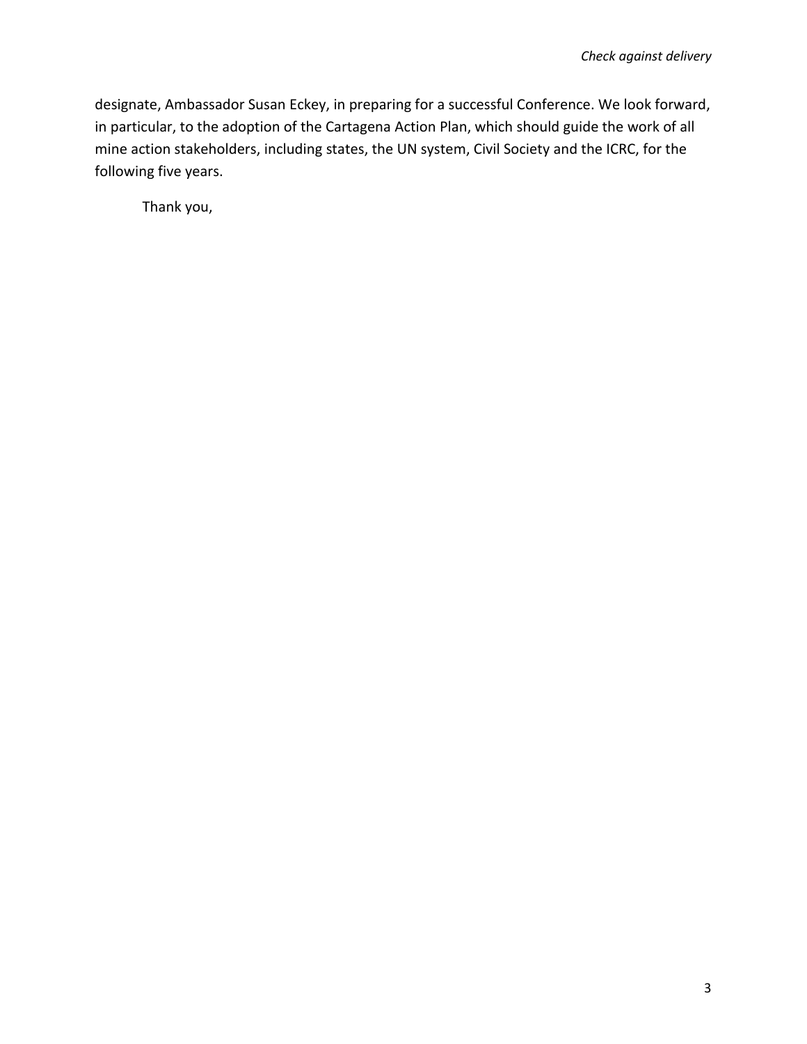designate, Ambassador Susan Eckey, in preparing for a successful Conference. We look forward, in particular, to the adoption of the Cartagena Action Plan, which should guide the work of all mine action stakeholders, including states, the UN system, Civil Society and the ICRC, for the following five years.

Thank you,